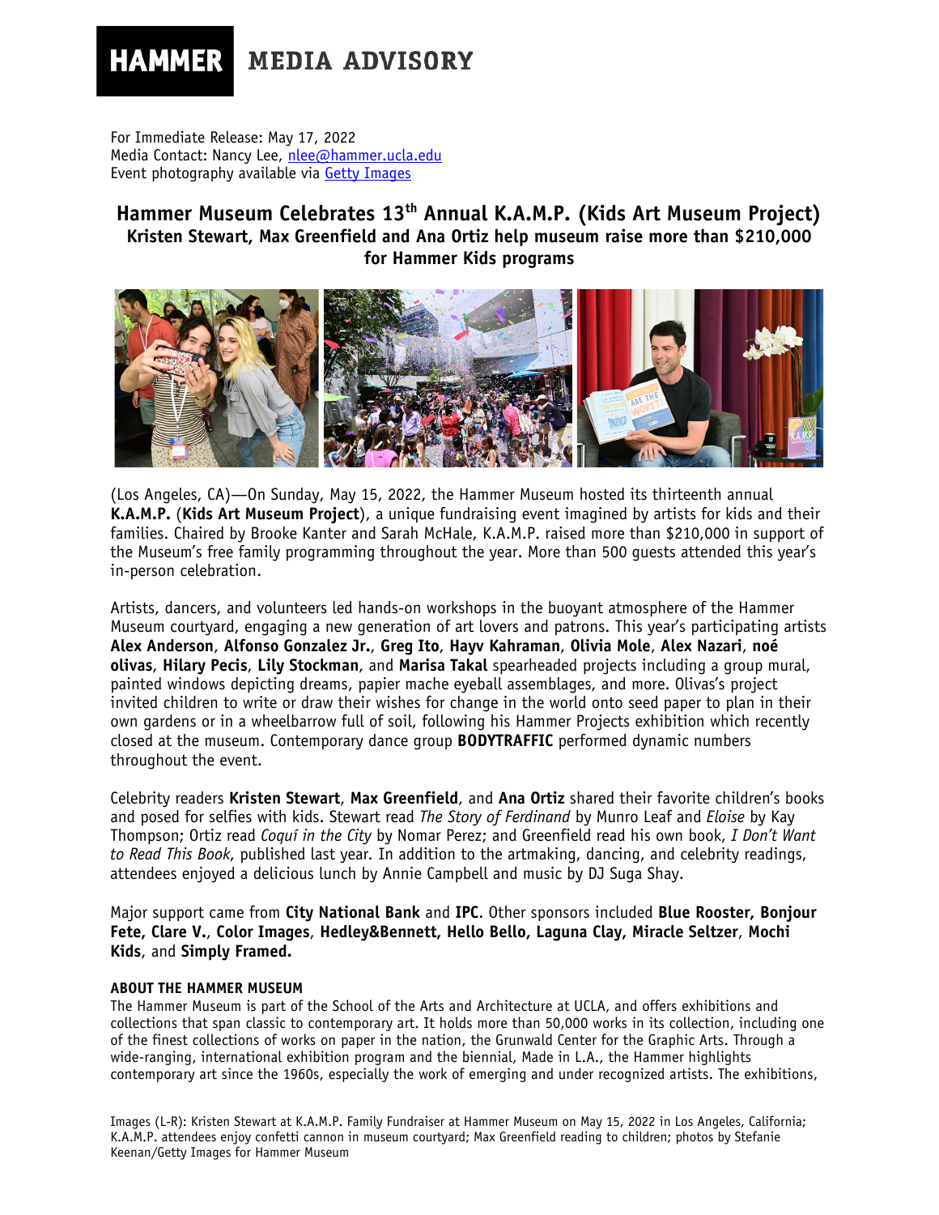**HAMMER** MEDIA ADVISORY

For Immediate Release: May 17, 2022
Media Contact: Nancy Lee, nlee@hammer.ucla.edu
Event photography available via Getty Images

## Hammer Museum Celebrates 13th Annual K.A.M.P. (Kids Art Museum Project)

### Kristen Stewart, Max Greenfield and Ana Ortiz help museum raise more than $210,000 for Hammer Kids programs

(Los Angeles, CA)—On Sunday, May 15, 2022, the Hammer Museum hosted its thirteenth annual **K.A.M.P.** (**Kids Art Museum Project**), a unique fundraising event imagined by artists for kids and their families. Chaired by Brooke Kanter and Sarah McHale, K.A.M.P. raised more than $210,000 in support of the Museum's free family programming throughout the year. More than 500 guests attended this year's in-person celebration.

Artists, dancers, and volunteers led hands-on workshops in the buoyant atmosphere of the Hammer Museum courtyard, engaging a new generation of art lovers and patrons. This year's participating artists **Alex Anderson**, **Alfonso Gonzalez Jr.**, **Greg Ito**, **Hayv Kahraman**, **Olivia Mole**, **Alex Nazari**, **noé olivas**, **Hilary Pecis**, **Lily Stockman**, and **Marisa Takal** spearheaded projects including a group mural, painted windows depicting dreams, papier mache eyeball assemblages, and more. Olivas's project invited children to write or draw their wishes for change in the world onto seed paper to plan in their own gardens or in a wheelbarrow full of soil, following his Hammer Projects exhibition which recently closed at the museum. Contemporary dance group **BODYTRAFFIC** performed dynamic numbers throughout the event.

Celebrity readers **Kristen Stewart**, **Max Greenfield**, and **Ana Ortiz** shared their favorite children's books and posed for selfies with kids. Stewart read *The Story of Ferdinand* by Munro Leaf and *Eloise* by Kay Thompson; Ortiz read *Coquí in the City* by Nomar Perez; and Greenfield read his own book, *I Don't Want to Read This Book*, published last year. In addition to the artmaking, dancing, and celebrity readings, attendees enjoyed a delicious lunch by Annie Campbell and music by DJ Suga Shay.

Major support came from **City National Bank** and **IPC**. Other sponsors included **Blue Rooster, Bonjour Fete, Clare V.**, **Color Images**, **Hedley&Bennett, Hello Bello, Laguna Clay, Miracle Seltzer**, **Mochi Kids**, and **Simply Framed.**

#### ABOUT THE HAMMER MUSEUM

The Hammer Museum is part of the School of the Arts and Architecture at UCLA, and offers exhibitions and collections that span classic to contemporary art. It holds more than 50,000 works in its collection, including one of the finest collections of works on paper in the nation, the Grunwald Center for the Graphic Arts. Through a wide-ranging, international exhibition program and the biennial, Made in L.A., the Hammer highlights contemporary art since the 1960s, especially the work of emerging and under recognized artists. The exhibitions,

Images (L-R): Kristen Stewart at K.A.M.P. Family Fundraiser at Hammer Museum on May 15, 2022 in Los Angeles, California; K.A.M.P. attendees enjoy confetti cannon in museum courtyard; Max Greenfield reading to children; photos by Stefanie Keenan/Getty Images for Hammer Museum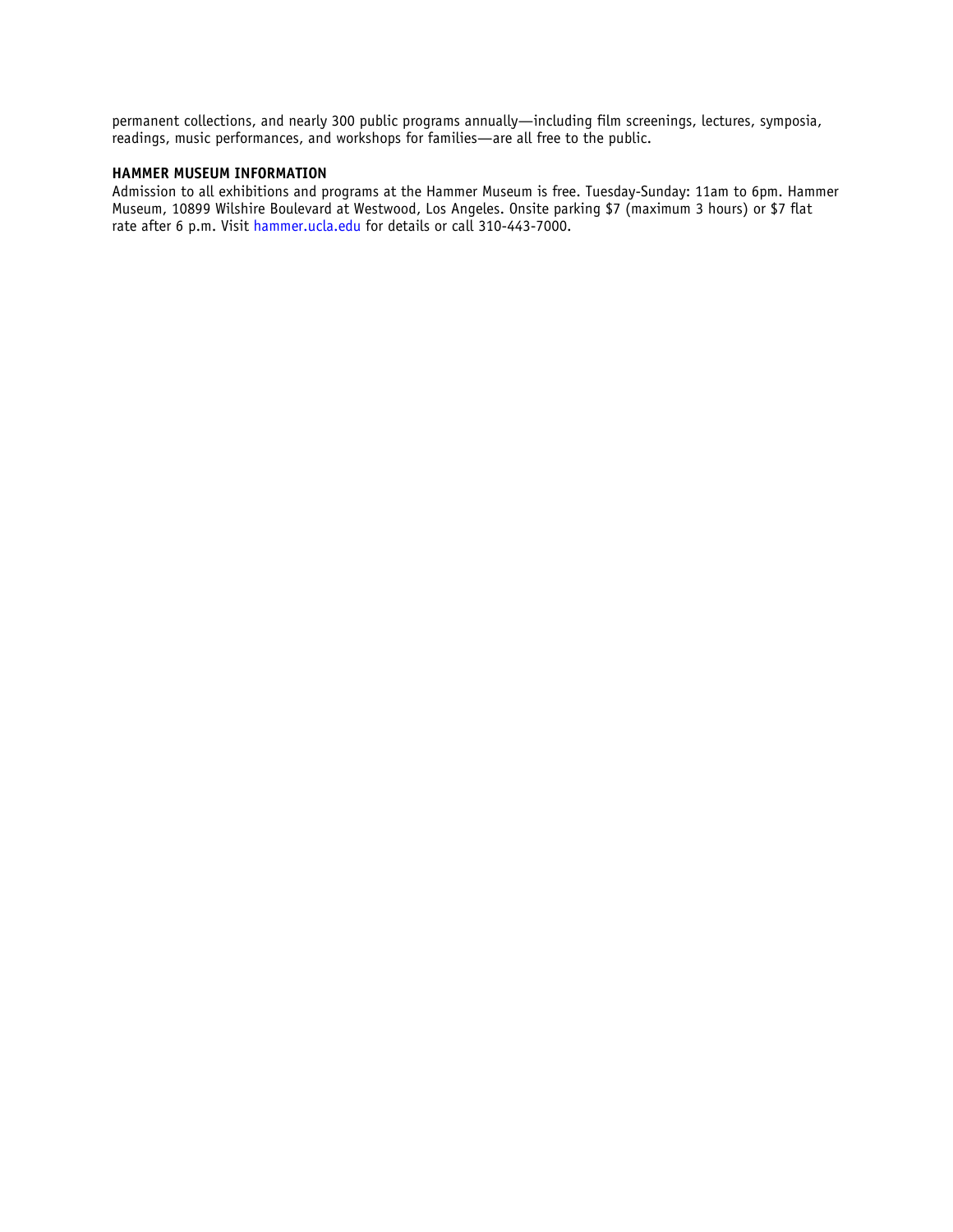permanent collections, and nearly 300 public programs annually—including film screenings, lectures, symposia, readings, music performances, and workshops for families—are all free to the public.

**HAMMER MUSEUM INFORMATION**

Admission to all exhibitions and programs at the Hammer Museum is free. Tuesday-Sunday: 11am to 6pm. Hammer Museum, 10899 Wilshire Boulevard at Westwood, Los Angeles. Onsite parking $7 (maximum 3 hours) or $7 flat rate after 6 p.m. Visit hammer.ucla.edu for details or call 310-443-7000.